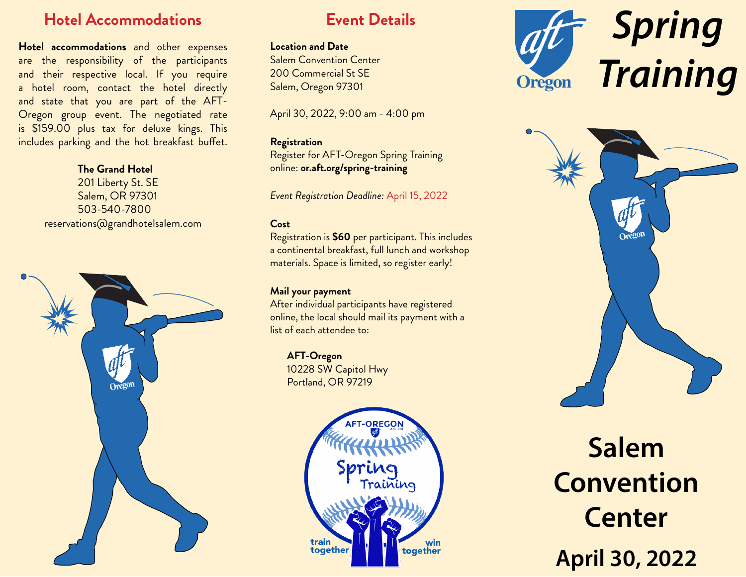## Hotel Accommodations

**Hotel accommodations** and other expenses are the responsibility of the participants and their respective local. If you require a hotel room, contact the hotel directly and state that you are part of the AFT-Oregon group event. The negotiated rate is $159.00 plus tax for deluxe kings. This includes parking and the hot breakfast buffet.

**The Grand Hotel**
201 Liberty St. SE
Salem, OR 97301
503-540-7800
reservations@grandhotelsalem.com

## Event Details

**Location and Date**
Salem Convention Center
200 Commercial St SE
Salem, Oregon 97301

April 30, 2022, 9:00 am - 4:00 pm

**Registration**
Register for AFT-Oregon Spring Training online: **or.aft.org/spring-training**

*Event Registration Deadline:* April 15, 2022

**Cost**
Registration is **$60** per participant. This includes a continental breakfast, full lunch and workshop materials. Space is limited, so register early!

**Mail your payment**
After individual participants have registered online, the local should mail its payment with a list of each attendee to:

**AFT-Oregon**
10228 SW Capitol Hwy
Portland, OR 97219

AFT-OREGON AFL-CIO
Spring Training
train together win together

aft Oregon

# *Spring Training*

## Salem Convention Center

## April 30, 2022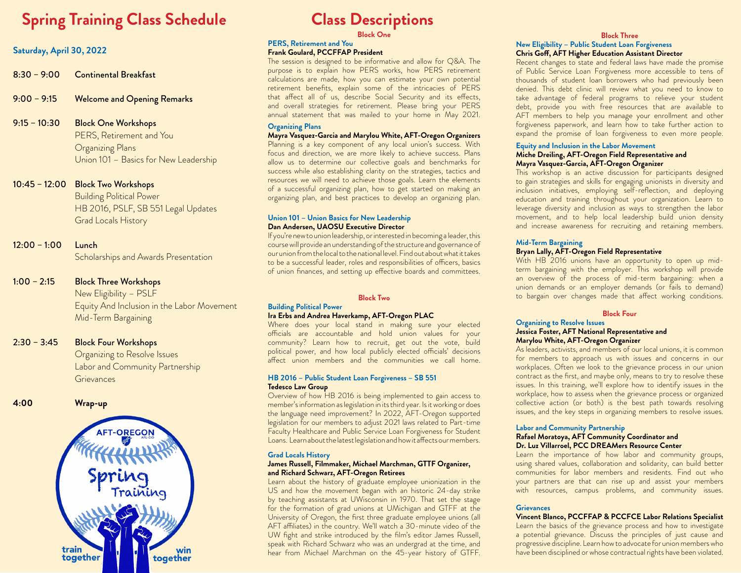# Spring Training Class Schedule

**Saturday, April 30, 2022**

**8:30 – 9:00** **Continental Breakfast**

**9:00 – 9:15** **Welcome and Opening Remarks**

**9:15 – 10:30** **Block One Workshops**
- PERS, Retirement and You
- Organizing Plans
- Union 101 – Basics for New Leadership

**10:45 – 12:00** **Block Two Workshops**
- Building Political Power
- HB 2016, PSLF, SB 551 Legal Updates
- Grad Locals History

**12:00 – 1:00** **Lunch**
- Scholarships and Awards Presentation

**1:00 – 2:15** **Block Three Workshops**
- New Eligibility – PSLF
- Equity And Inclusion in the Labor Movement
- Mid-Term Bargaining

**2:30 – 3:45** **Block Four Workshops**
- Organizing to Resolve Issues
- Labor and Community Partnership
- Grievances

**4:00** **Wrap-up**

AFT-OREGON AFL-CIO
Spring Training
train together win together

# Class Descriptions

## Block One

### PERS, Retirement and You

**Frank Goulard, PCCFFAP President**

The session is designed to be informative and allow for Q&A. The purpose is to explain how PERS works, how PERS retirement calculations are made, how you can estimate your own potential retirement benefits, explain some of the intricacies of PERS that affect all of us, describe Social Security and its effects, and overall strategies for retirement. Please bring your PERS annual statement that was mailed to your home in May 2021.

### Organizing Plans

**Mayra Vasquez-Garcia and Marylou White, AFT-Oregon Organizers**

Planning is a key component of any local union's success. With focus and direction, we are more likely to achieve success. Plans allow us to determine our collective goals and benchmarks for success while also establishing clarity on the strategies, tactics and resources we will need to achieve those goals. Learn the elements of a successful organizing plan, how to get started on making an organizing plan, and best practices to develop an organizing plan.

### Union 101 – Union Basics for New Leadership

**Dan Andersen, UAOSU Executive Director**

If you're new to union leadership, or interested in becoming a leader, this course will provide an understanding of the structure and governance of our union from the local to the national level. Find out about what it takes to be a successful leader, roles and responsibilities of officers, basics of union finances, and setting up effective boards and committees.

## Block Two

### Building Political Power

**Ira Erbs and Andrea Haverkamp, AFT-Oregon PLAC**

Where does your local stand in making sure your elected officials are accountable and hold union values for your community? Learn how to recruit, get out the vote, build political power, and how local publicly elected officials' decisions affect union members and the communities we call home.

### HB 2016 – Public Student Loan Forgiveness – SB 551

**Tedesco Law Group**

Overview of how HB 2016 is being implemented to gain access to member's information as legislation in its third year. Is it working or does the language need improvement? In 2022, AFT-Oregon supported legislation for our members to adjust 2021 laws related to Part-time Faculty Healthcare and Public Service Loan Forgiveness for Student Loans. Learn about the latest legislation and how it affects our members.

### Grad Locals History

**James Russell, Filmmaker, Michael Marchman, GTTF Organizer, and Richard Schwarz, AFT-Oregon Retirees**

Learn about the history of graduate employee unionization in the US and how the movement began with an historic 24-day strike by teaching assistants at UWisconsin in 1970. That set the stage for the formation of grad unions at UMichigan and GTFF at the University of Oregon, the first three graduate employee unions (all AFT affiliates) in the country. We'll watch a 30-minute video of the UW fight and strike introduced by the film's editor James Russell, speak with Richard Schwarz who was an undergrad at the time, and hear from Michael Marchman on the 45-year history of GTFF.

## Block Three

### New Eligibility – Public Student Loan Forgiveness

**Chris Goff, AFT Higher Education Assistant Director**

Recent changes to state and federal laws have made the promise of Public Service Loan Forgiveness more accessible to tens of thousands of student loan borrowers who had previously been denied. This debt clinic will review what you need to know to take advantage of federal programs to relieve your student debt, provide you with free resources that are available to AFT members to help you manage your enrollment and other forgiveness paperwork, and learn how to take further action to expand the promise of loan forgiveness to even more people.

### Equity and Inclusion in the Labor Movement

**Miche Dreiling, AFT-Oregon Field Representative and Mayra Vasquez-Garcia, AFT-Oregon Organizer**

This workshop is an active discussion for participants designed to gain strategies and skills for engaging unionists in diversity and inclusion initiatives, employing self-reflection, and deploying education and training throughout your organization. Learn to leverage diversity and inclusion as ways to strengthen the labor movement, and to help local leadership build union density and increase awareness for recruiting and retaining members.

### Mid-Term Bargaining

**Bryan Lally, AFT-Oregon Field Representative**

With HB 2016 unions have an opportunity to open up mid-term bargaining with the employer. This workshop will provide an overview of the process of mid-term bargaining: when a union demands or an employer demands (or fails to demand) to bargain over changes made that affect working conditions.

## Block Four

### Organizing to Resolve Issues

**Jessica Foster, AFT National Representative and Marylou White, AFT-Oregon Organizer**

As leaders, activists, and members of our local unions, it is common for members to approach us with issues and concerns in our workplaces. Often we look to the grievance process in our union contract as the first, and maybe only, means to try to resolve these issues. In this training, we'll explore how to identify issues in the workplace, how to assess when the grievance process or organized collective action (or both) is the best path towards resolving issues, and the key steps in organizing members to resolve issues.

### Labor and Community Partnership

**Rafael Moratoya, AFT Community Coordinator and Dr. Luz Villarroel, PCC DREAMers Resource Center**

Learn the importance of how labor and community groups, using shared values, collaboration and solidarity, can build better communities for labor members and residents. Find out who your partners are that can rise up and assist your members with resources, campus problems, and community issues.

### Grievances

**Vincent Blanco, PCCFFAP & PCCFCE Labor Relations Specialist**

Learn the basics of the grievance process and how to investigate a potential grievance. Discuss the principles of just cause and progressive discipline. Learn how to advocate for union members who have been disciplined or whose contractual rights have been violated.